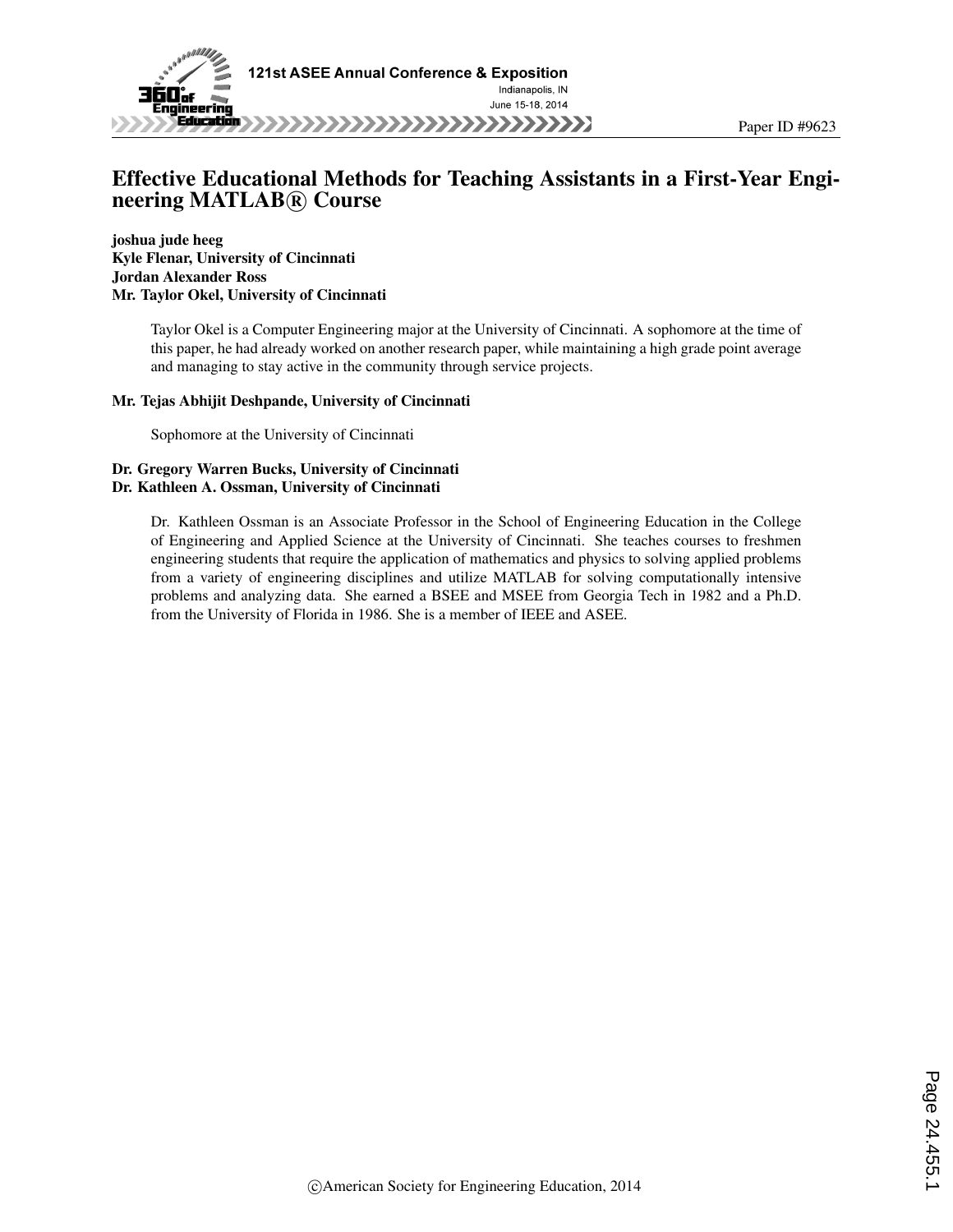# Effective Educational Methods for Teaching Assistants in a First-Year Engineering MATLAB® Course

**joshua jude heeg**
**Kyle Flenar, University of Cincinnati**
**Jordan Alexander Ross**
**Mr. Taylor Okel, University of Cincinnati**

Taylor Okel is a Computer Engineering major at the University of Cincinnati. A sophomore at the time of this paper, he had already worked on another research paper, while maintaining a high grade point average and managing to stay active in the community through service projects.

**Mr. Tejas Abhijit Deshpande, University of Cincinnati**

Sophomore at the University of Cincinnati

**Dr. Gregory Warren Bucks, University of Cincinnati**
**Dr. Kathleen A. Ossman, University of Cincinnati**

Dr. Kathleen Ossman is an Associate Professor in the School of Engineering Education in the College of Engineering and Applied Science at the University of Cincinnati. She teaches courses to freshmen engineering students that require the application of mathematics and physics to solving applied problems from a variety of engineering disciplines and utilize MATLAB for solving computationally intensive problems and analyzing data. She earned a BSEE and MSEE from Georgia Tech in 1982 and a Ph.D. from the University of Florida in 1986. She is a member of IEEE and ASEE.

©American Society for Engineering Education, 2014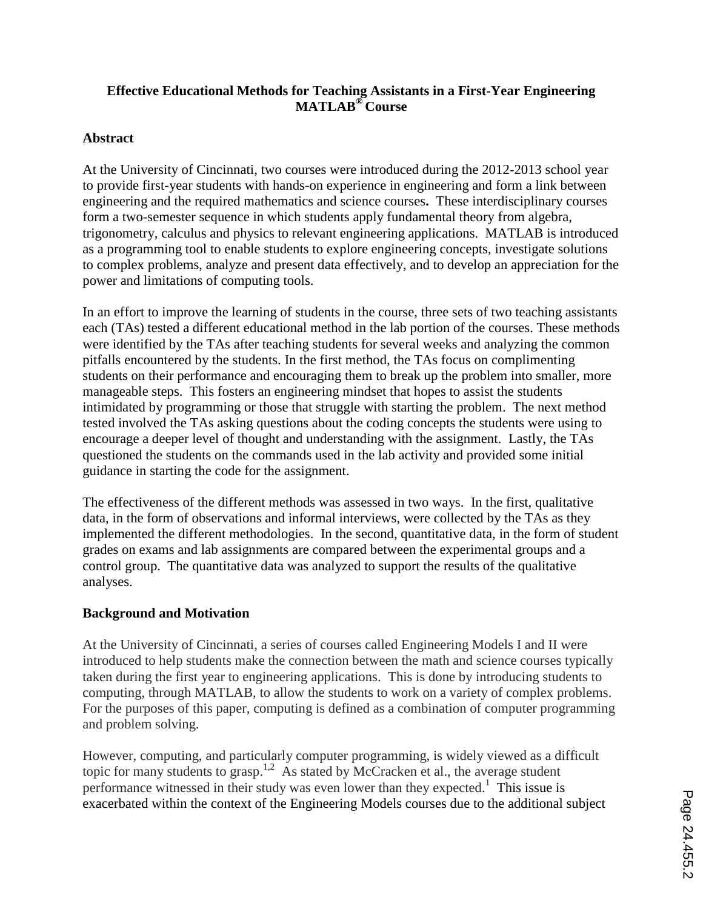**Effective Educational Methods for Teaching Assistants in a First-Year Engineering MATLAB® Course**

## Abstract

At the University of Cincinnati, two courses were introduced during the 2012-2013 school year to provide first-year students with hands-on experience in engineering and form a link between engineering and the required mathematics and science courses**.** These interdisciplinary courses form a two-semester sequence in which students apply fundamental theory from algebra, trigonometry, calculus and physics to relevant engineering applications. MATLAB is introduced as a programming tool to enable students to explore engineering concepts, investigate solutions to complex problems, analyze and present data effectively, and to develop an appreciation for the power and limitations of computing tools.

In an effort to improve the learning of students in the course, three sets of two teaching assistants each (TAs) tested a different educational method in the lab portion of the courses. These methods were identified by the TAs after teaching students for several weeks and analyzing the common pitfalls encountered by the students. In the first method, the TAs focus on complimenting students on their performance and encouraging them to break up the problem into smaller, more manageable steps. This fosters an engineering mindset that hopes to assist the students intimidated by programming or those that struggle with starting the problem. The next method tested involved the TAs asking questions about the coding concepts the students were using to encourage a deeper level of thought and understanding with the assignment. Lastly, the TAs questioned the students on the commands used in the lab activity and provided some initial guidance in starting the code for the assignment.

The effectiveness of the different methods was assessed in two ways. In the first, qualitative data, in the form of observations and informal interviews, were collected by the TAs as they implemented the different methodologies. In the second, quantitative data, in the form of student grades on exams and lab assignments are compared between the experimental groups and a control group. The quantitative data was analyzed to support the results of the qualitative analyses.

## Background and Motivation

At the University of Cincinnati, a series of courses called Engineering Models I and II were introduced to help students make the connection between the math and science courses typically taken during the first year to engineering applications. This is done by introducing students to computing, through MATLAB, to allow the students to work on a variety of complex problems. For the purposes of this paper, computing is defined as a combination of computer programming and problem solving.

However, computing, and particularly computer programming, is widely viewed as a difficult topic for many students to grasp.[1,2] As stated by McCracken et al., the average student performance witnessed in their study was even lower than they expected.[1] This issue is exacerbated within the context of the Engineering Models courses due to the additional subject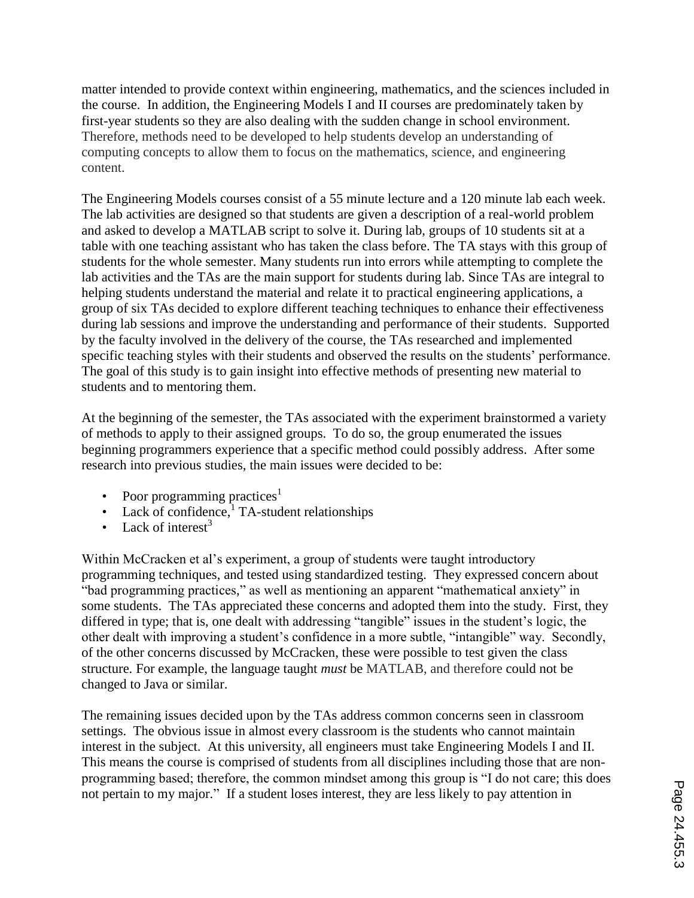matter intended to provide context within engineering, mathematics, and the sciences included in the course. In addition, the Engineering Models I and II courses are predominately taken by first-year students so they are also dealing with the sudden change in school environment. Therefore, methods need to be developed to help students develop an understanding of computing concepts to allow them to focus on the mathematics, science, and engineering content.

The Engineering Models courses consist of a 55 minute lecture and a 120 minute lab each week. The lab activities are designed so that students are given a description of a real-world problem and asked to develop a MATLAB script to solve it. During lab, groups of 10 students sit at a table with one teaching assistant who has taken the class before. The TA stays with this group of students for the whole semester. Many students run into errors while attempting to complete the lab activities and the TAs are the main support for students during lab. Since TAs are integral to helping students understand the material and relate it to practical engineering applications, a group of six TAs decided to explore different teaching techniques to enhance their effectiveness during lab sessions and improve the understanding and performance of their students. Supported by the faculty involved in the delivery of the course, the TAs researched and implemented specific teaching styles with their students and observed the results on the students' performance. The goal of this study is to gain insight into effective methods of presenting new material to students and to mentoring them.

At the beginning of the semester, the TAs associated with the experiment brainstormed a variety of methods to apply to their assigned groups. To do so, the group enumerated the issues beginning programmers experience that a specific method could possibly address. After some research into previous studies, the main issues were decided to be:

- Poor programming practices[1]
- Lack of confidence,[1] TA-student relationships
- Lack of interest[3]

Within McCracken et al's experiment, a group of students were taught introductory programming techniques, and tested using standardized testing. They expressed concern about "bad programming practices," as well as mentioning an apparent "mathematical anxiety" in some students. The TAs appreciated these concerns and adopted them into the study. First, they differed in type; that is, one dealt with addressing "tangible" issues in the student's logic, the other dealt with improving a student's confidence in a more subtle, "intangible" way. Secondly, of the other concerns discussed by McCracken, these were possible to test given the class structure. For example, the language taught *must* be MATLAB, and therefore could not be changed to Java or similar.

The remaining issues decided upon by the TAs address common concerns seen in classroom settings. The obvious issue in almost every classroom is the students who cannot maintain interest in the subject. At this university, all engineers must take Engineering Models I and II. This means the course is comprised of students from all disciplines including those that are non-programming based; therefore, the common mindset among this group is "I do not care; this does not pertain to my major." If a student loses interest, they are less likely to pay attention in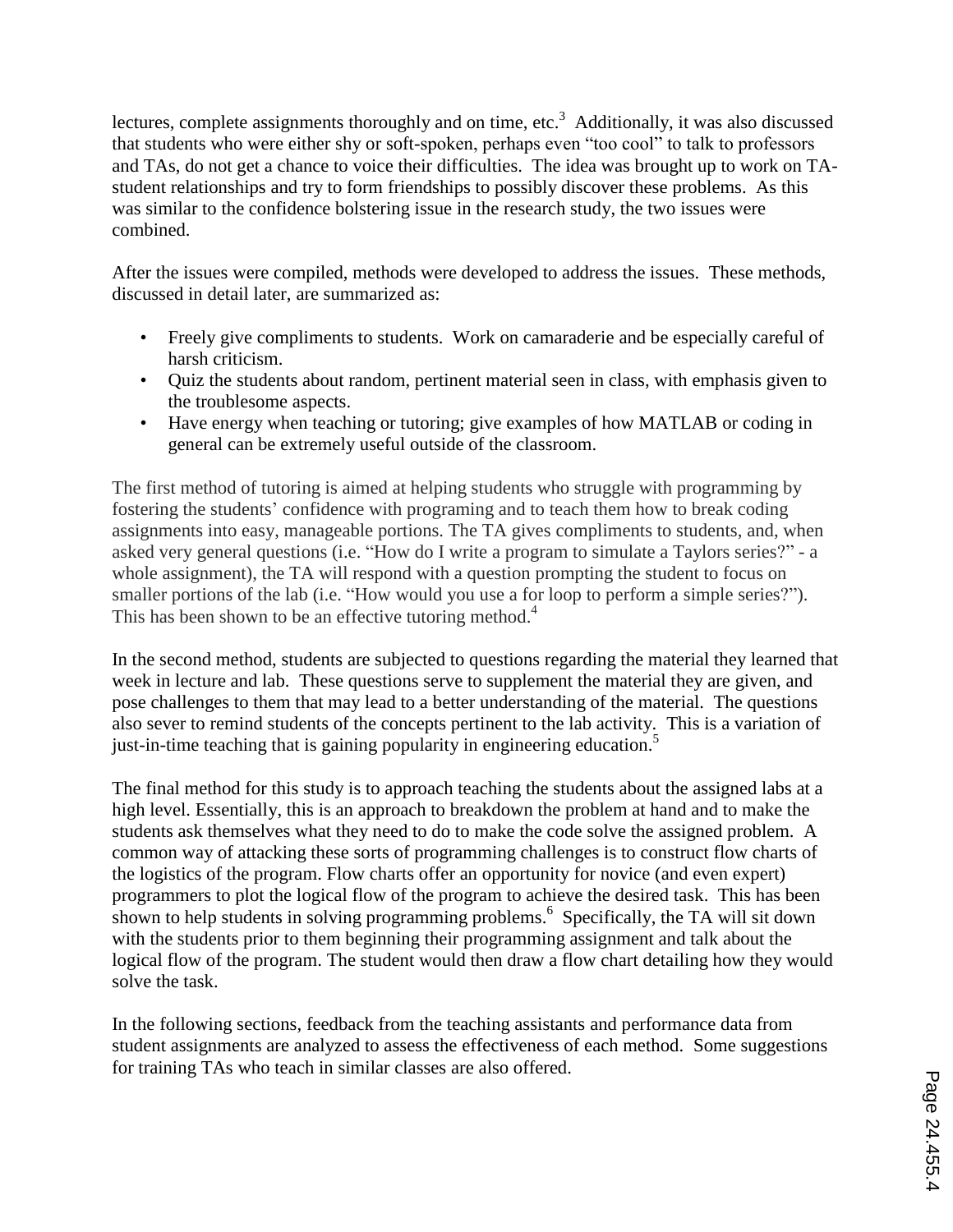lectures, complete assignments thoroughly and on time, etc.[3] Additionally, it was also discussed that students who were either shy or soft-spoken, perhaps even "too cool" to talk to professors and TAs, do not get a chance to voice their difficulties. The idea was brought up to work on TA-student relationships and try to form friendships to possibly discover these problems. As this was similar to the confidence bolstering issue in the research study, the two issues were combined.

After the issues were compiled, methods were developed to address the issues. These methods, discussed in detail later, are summarized as:

- Freely give compliments to students. Work on camaraderie and be especially careful of harsh criticism.
- Quiz the students about random, pertinent material seen in class, with emphasis given to the troublesome aspects.
- Have energy when teaching or tutoring; give examples of how MATLAB or coding in general can be extremely useful outside of the classroom.

The first method of tutoring is aimed at helping students who struggle with programming by fostering the students' confidence with programing and to teach them how to break coding assignments into easy, manageable portions. The TA gives compliments to students, and, when asked very general questions (i.e. "How do I write a program to simulate a Taylors series?" - a whole assignment), the TA will respond with a question prompting the student to focus on smaller portions of the lab (i.e. "How would you use a for loop to perform a simple series?"). This has been shown to be an effective tutoring method.[4]

In the second method, students are subjected to questions regarding the material they learned that week in lecture and lab. These questions serve to supplement the material they are given, and pose challenges to them that may lead to a better understanding of the material. The questions also sever to remind students of the concepts pertinent to the lab activity. This is a variation of just-in-time teaching that is gaining popularity in engineering education.[5]

The final method for this study is to approach teaching the students about the assigned labs at a high level. Essentially, this is an approach to breakdown the problem at hand and to make the students ask themselves what they need to do to make the code solve the assigned problem. A common way of attacking these sorts of programming challenges is to construct flow charts of the logistics of the program. Flow charts offer an opportunity for novice (and even expert) programmers to plot the logical flow of the program to achieve the desired task. This has been shown to help students in solving programming problems.[6] Specifically, the TA will sit down with the students prior to them beginning their programming assignment and talk about the logical flow of the program. The student would then draw a flow chart detailing how they would solve the task.

In the following sections, feedback from the teaching assistants and performance data from student assignments are analyzed to assess the effectiveness of each method. Some suggestions for training TAs who teach in similar classes are also offered.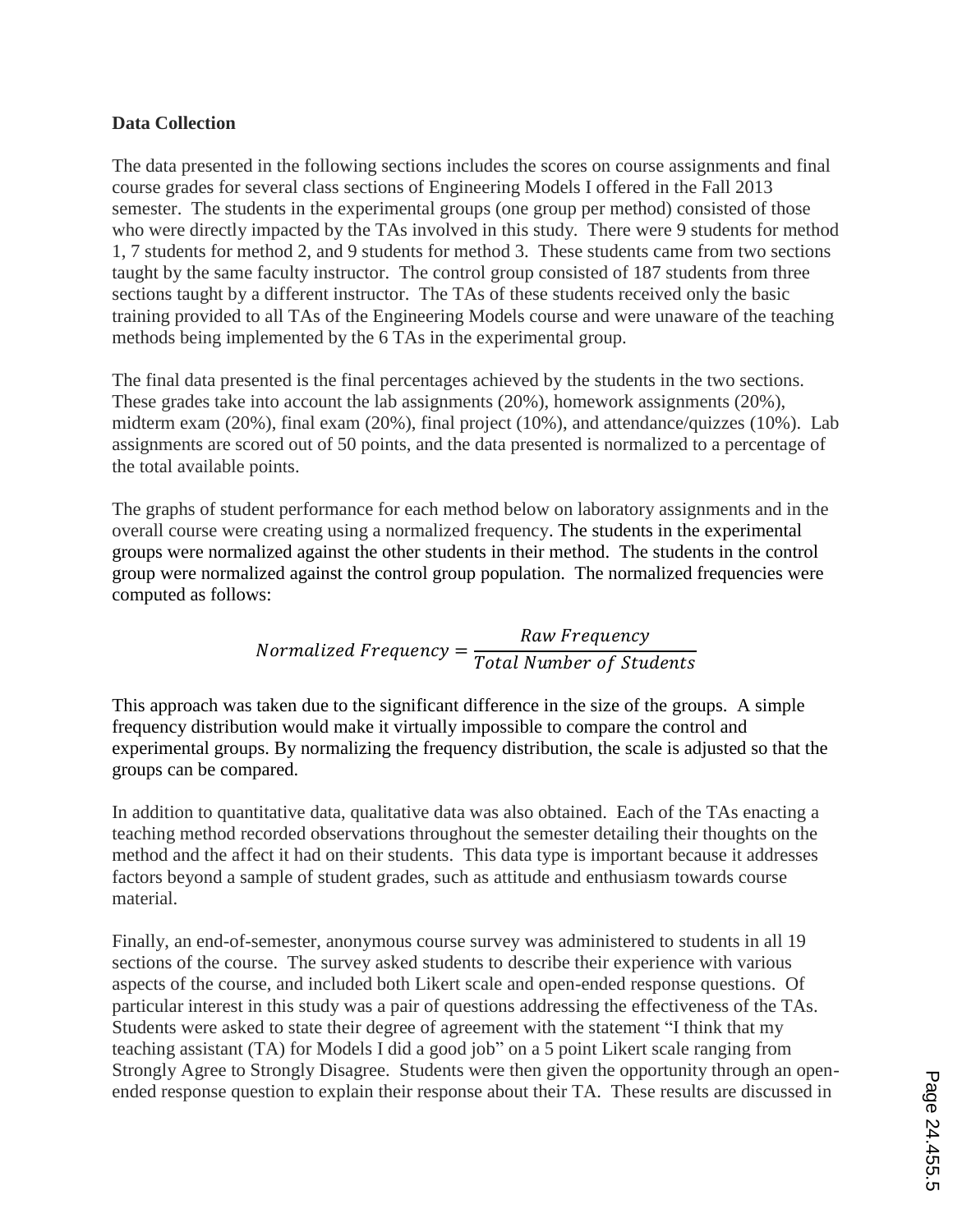**Data Collection**

The data presented in the following sections includes the scores on course assignments and final course grades for several class sections of Engineering Models I offered in the Fall 2013 semester. The students in the experimental groups (one group per method) consisted of those who were directly impacted by the TAs involved in this study. There were 9 students for method 1, 7 students for method 2, and 9 students for method 3. These students came from two sections taught by the same faculty instructor. The control group consisted of 187 students from three sections taught by a different instructor. The TAs of these students received only the basic training provided to all TAs of the Engineering Models course and were unaware of the teaching methods being implemented by the 6 TAs in the experimental group.

The final data presented is the final percentages achieved by the students in the two sections. These grades take into account the lab assignments (20%), homework assignments (20%), midterm exam (20%), final exam (20%), final project (10%), and attendance/quizzes (10%). Lab assignments are scored out of 50 points, and the data presented is normalized to a percentage of the total available points.

The graphs of student performance for each method below on laboratory assignments and in the overall course were creating using a normalized frequency. The students in the experimental groups were normalized against the other students in their method. The students in the control group were normalized against the control group population. The normalized frequencies were computed as follows:

$$Normalized\ Frequency = \frac{Raw\ Frequency}{Total\ Number\ of\ Students}$$

This approach was taken due to the significant difference in the size of the groups. A simple frequency distribution would make it virtually impossible to compare the control and experimental groups. By normalizing the frequency distribution, the scale is adjusted so that the groups can be compared.

In addition to quantitative data, qualitative data was also obtained. Each of the TAs enacting a teaching method recorded observations throughout the semester detailing their thoughts on the method and the affect it had on their students. This data type is important because it addresses factors beyond a sample of student grades, such as attitude and enthusiasm towards course material.

Finally, an end-of-semester, anonymous course survey was administered to students in all 19 sections of the course. The survey asked students to describe their experience with various aspects of the course, and included both Likert scale and open-ended response questions. Of particular interest in this study was a pair of questions addressing the effectiveness of the TAs. Students were asked to state their degree of agreement with the statement "I think that my teaching assistant (TA) for Models I did a good job" on a 5 point Likert scale ranging from Strongly Agree to Strongly Disagree. Students were then given the opportunity through an open-ended response question to explain their response about their TA. These results are discussed in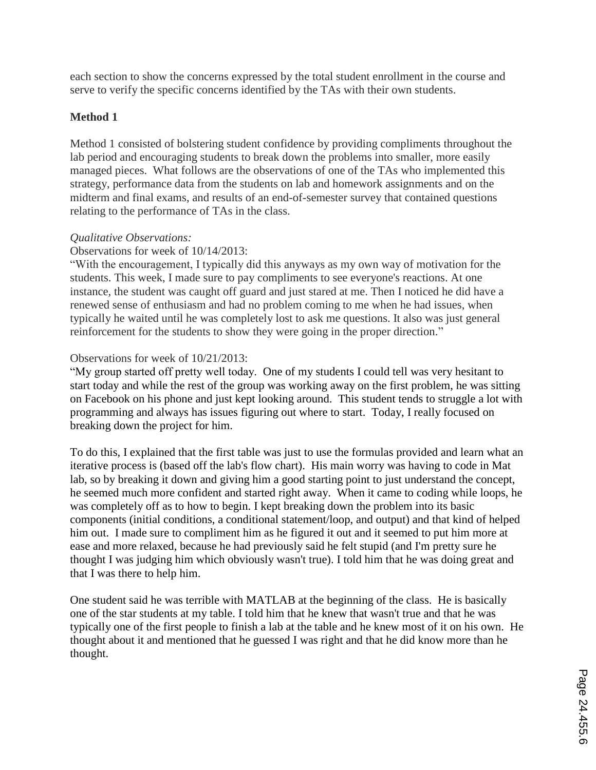each section to show the concerns expressed by the total student enrollment in the course and serve to verify the specific concerns identified by the TAs with their own students.

**Method 1**

Method 1 consisted of bolstering student confidence by providing compliments throughout the lab period and encouraging students to break down the problems into smaller, more easily managed pieces. What follows are the observations of one of the TAs who implemented this strategy, performance data from the students on lab and homework assignments and on the midterm and final exams, and results of an end-of-semester survey that contained questions relating to the performance of TAs in the class.

*Qualitative Observations:*

Observations for week of 10/14/2013:

"With the encouragement, I typically did this anyways as my own way of motivation for the students. This week, I made sure to pay compliments to see everyone's reactions. At one instance, the student was caught off guard and just stared at me. Then I noticed he did have a renewed sense of enthusiasm and had no problem coming to me when he had issues, when typically he waited until he was completely lost to ask me questions. It also was just general reinforcement for the students to show they were going in the proper direction."

Observations for week of 10/21/2013:

"My group started off pretty well today. One of my students I could tell was very hesitant to start today and while the rest of the group was working away on the first problem, he was sitting on Facebook on his phone and just kept looking around. This student tends to struggle a lot with programming and always has issues figuring out where to start. Today, I really focused on breaking down the project for him.

To do this, I explained that the first table was just to use the formulas provided and learn what an iterative process is (based off the lab's flow chart). His main worry was having to code in Mat lab, so by breaking it down and giving him a good starting point to just understand the concept, he seemed much more confident and started right away. When it came to coding while loops, he was completely off as to how to begin. I kept breaking down the problem into its basic components (initial conditions, a conditional statement/loop, and output) and that kind of helped him out. I made sure to compliment him as he figured it out and it seemed to put him more at ease and more relaxed, because he had previously said he felt stupid (and I'm pretty sure he thought I was judging him which obviously wasn't true). I told him that he was doing great and that I was there to help him.

One student said he was terrible with MATLAB at the beginning of the class. He is basically one of the star students at my table. I told him that he knew that wasn't true and that he was typically one of the first people to finish a lab at the table and he knew most of it on his own. He thought about it and mentioned that he guessed I was right and that he did know more than he thought.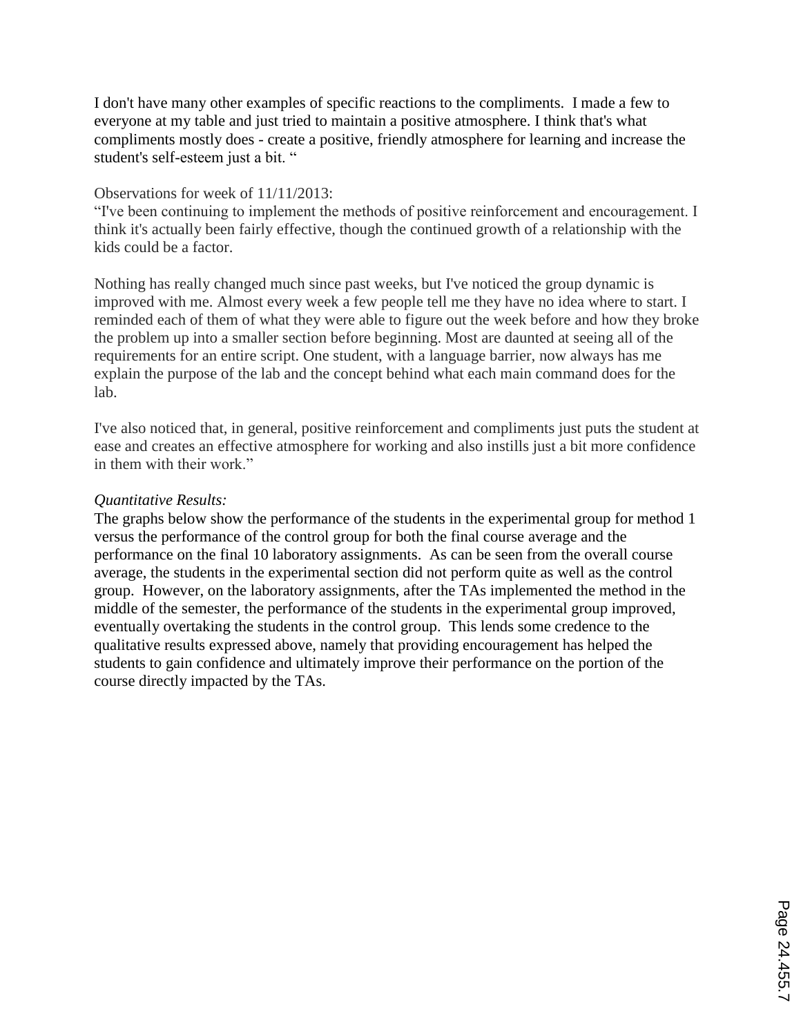I don't have many other examples of specific reactions to the compliments. I made a few to everyone at my table and just tried to maintain a positive atmosphere. I think that's what compliments mostly does - create a positive, friendly atmosphere for learning and increase the student's self-esteem just a bit. "

Observations for week of 11/11/2013:

"I've been continuing to implement the methods of positive reinforcement and encouragement. I think it's actually been fairly effective, though the continued growth of a relationship with the kids could be a factor.

Nothing has really changed much since past weeks, but I've noticed the group dynamic is improved with me. Almost every week a few people tell me they have no idea where to start. I reminded each of them of what they were able to figure out the week before and how they broke the problem up into a smaller section before beginning. Most are daunted at seeing all of the requirements for an entire script. One student, with a language barrier, now always has me explain the purpose of the lab and the concept behind what each main command does for the lab.

I've also noticed that, in general, positive reinforcement and compliments just puts the student at ease and creates an effective atmosphere for working and also instills just a bit more confidence in them with their work."

*Quantitative Results:*

The graphs below show the performance of the students in the experimental group for method 1 versus the performance of the control group for both the final course average and the performance on the final 10 laboratory assignments. As can be seen from the overall course average, the students in the experimental section did not perform quite as well as the control group. However, on the laboratory assignments, after the TAs implemented the method in the middle of the semester, the performance of the students in the experimental group improved, eventually overtaking the students in the control group. This lends some credence to the qualitative results expressed above, namely that providing encouragement has helped the students to gain confidence and ultimately improve their performance on the portion of the course directly impacted by the TAs.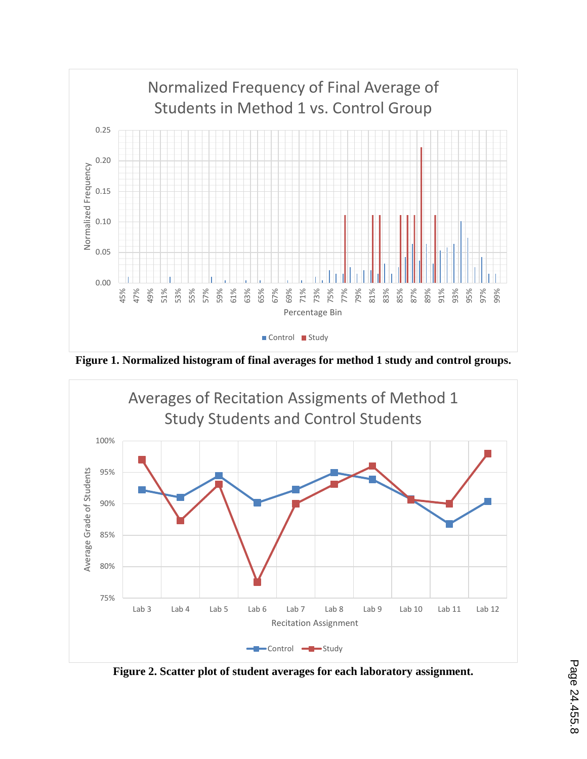**Figure 1. Normalized histogram of final averages for method 1 study and control groups.**

**Figure 2. Scatter plot of student averages for each laboratory assignment.**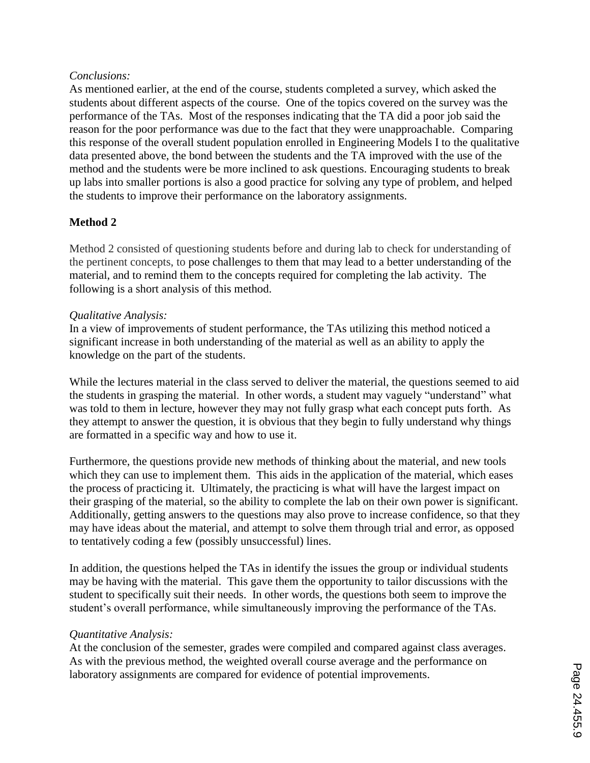*Conclusions:*

As mentioned earlier, at the end of the course, students completed a survey, which asked the students about different aspects of the course. One of the topics covered on the survey was the performance of the TAs. Most of the responses indicating that the TA did a poor job said the reason for the poor performance was due to the fact that they were unapproachable. Comparing this response of the overall student population enrolled in Engineering Models I to the qualitative data presented above, the bond between the students and the TA improved with the use of the method and the students were be more inclined to ask questions. Encouraging students to break up labs into smaller portions is also a good practice for solving any type of problem, and helped the students to improve their performance on the laboratory assignments.

**Method 2**

Method 2 consisted of questioning students before and during lab to check for understanding of the pertinent concepts, to pose challenges to them that may lead to a better understanding of the material, and to remind them to the concepts required for completing the lab activity. The following is a short analysis of this method.

*Qualitative Analysis:*

In a view of improvements of student performance, the TAs utilizing this method noticed a significant increase in both understanding of the material as well as an ability to apply the knowledge on the part of the students.

While the lectures material in the class served to deliver the material, the questions seemed to aid the students in grasping the material. In other words, a student may vaguely "understand" what was told to them in lecture, however they may not fully grasp what each concept puts forth. As they attempt to answer the question, it is obvious that they begin to fully understand why things are formatted in a specific way and how to use it.

Furthermore, the questions provide new methods of thinking about the material, and new tools which they can use to implement them. This aids in the application of the material, which eases the process of practicing it. Ultimately, the practicing is what will have the largest impact on their grasping of the material, so the ability to complete the lab on their own power is significant. Additionally, getting answers to the questions may also prove to increase confidence, so that they may have ideas about the material, and attempt to solve them through trial and error, as opposed to tentatively coding a few (possibly unsuccessful) lines.

In addition, the questions helped the TAs in identify the issues the group or individual students may be having with the material. This gave them the opportunity to tailor discussions with the student to specifically suit their needs. In other words, the questions both seem to improve the student's overall performance, while simultaneously improving the performance of the TAs.

*Quantitative Analysis:*

At the conclusion of the semester, grades were compiled and compared against class averages. As with the previous method, the weighted overall course average and the performance on laboratory assignments are compared for evidence of potential improvements.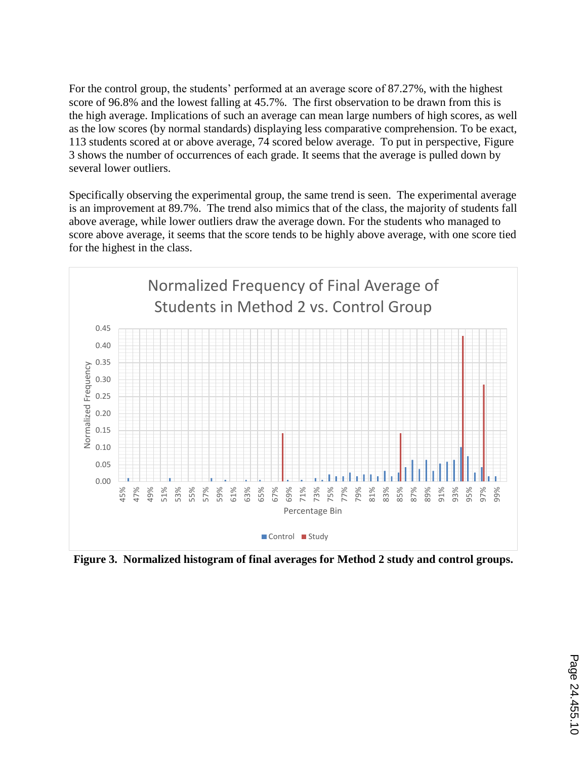For the control group, the students' performed at an average score of 87.27%, with the highest score of 96.8% and the lowest falling at 45.7%. The first observation to be drawn from this is the high average. Implications of such an average can mean large numbers of high scores, as well as the low scores (by normal standards) displaying less comparative comprehension. To be exact, 113 students scored at or above average, 74 scored below average. To put in perspective, Figure 3 shows the number of occurrences of each grade. It seems that the average is pulled down by several lower outliers.

Specifically observing the experimental group, the same trend is seen. The experimental average is an improvement at 89.7%. The trend also mimics that of the class, the majority of students fall above average, while lower outliers draw the average down. For the students who managed to score above average, it seems that the score tends to be highly above average, with one score tied for the highest in the class.

**Figure 3. Normalized histogram of final averages for Method 2 study and control groups.**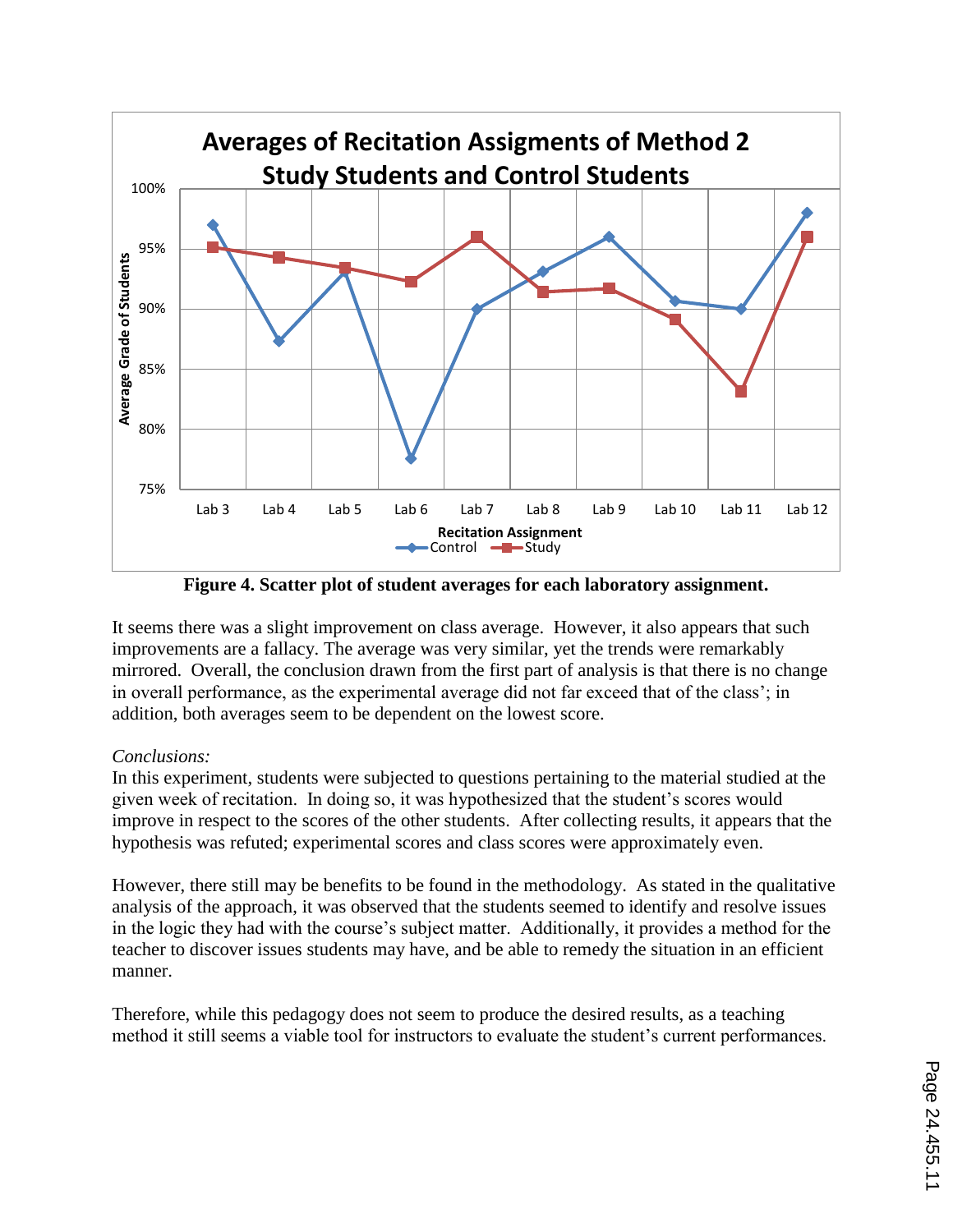Figure 4. Scatter plot of student averages for each laboratory assignment.

It seems there was a slight improvement on class average. However, it also appears that such improvements are a fallacy. The average was very similar, yet the trends were remarkably mirrored. Overall, the conclusion drawn from the first part of analysis is that there is no change in overall performance, as the experimental average did not far exceed that of the class'; in addition, both averages seem to be dependent on the lowest score.

*Conclusions:*

In this experiment, students were subjected to questions pertaining to the material studied at the given week of recitation. In doing so, it was hypothesized that the student's scores would improve in respect to the scores of the other students. After collecting results, it appears that the hypothesis was refuted; experimental scores and class scores were approximately even.

However, there still may be benefits to be found in the methodology. As stated in the qualitative analysis of the approach, it was observed that the students seemed to identify and resolve issues in the logic they had with the course's subject matter. Additionally, it provides a method for the teacher to discover issues students may have, and be able to remedy the situation in an efficient manner.

Therefore, while this pedagogy does not seem to produce the desired results, as a teaching method it still seems a viable tool for instructors to evaluate the student's current performances.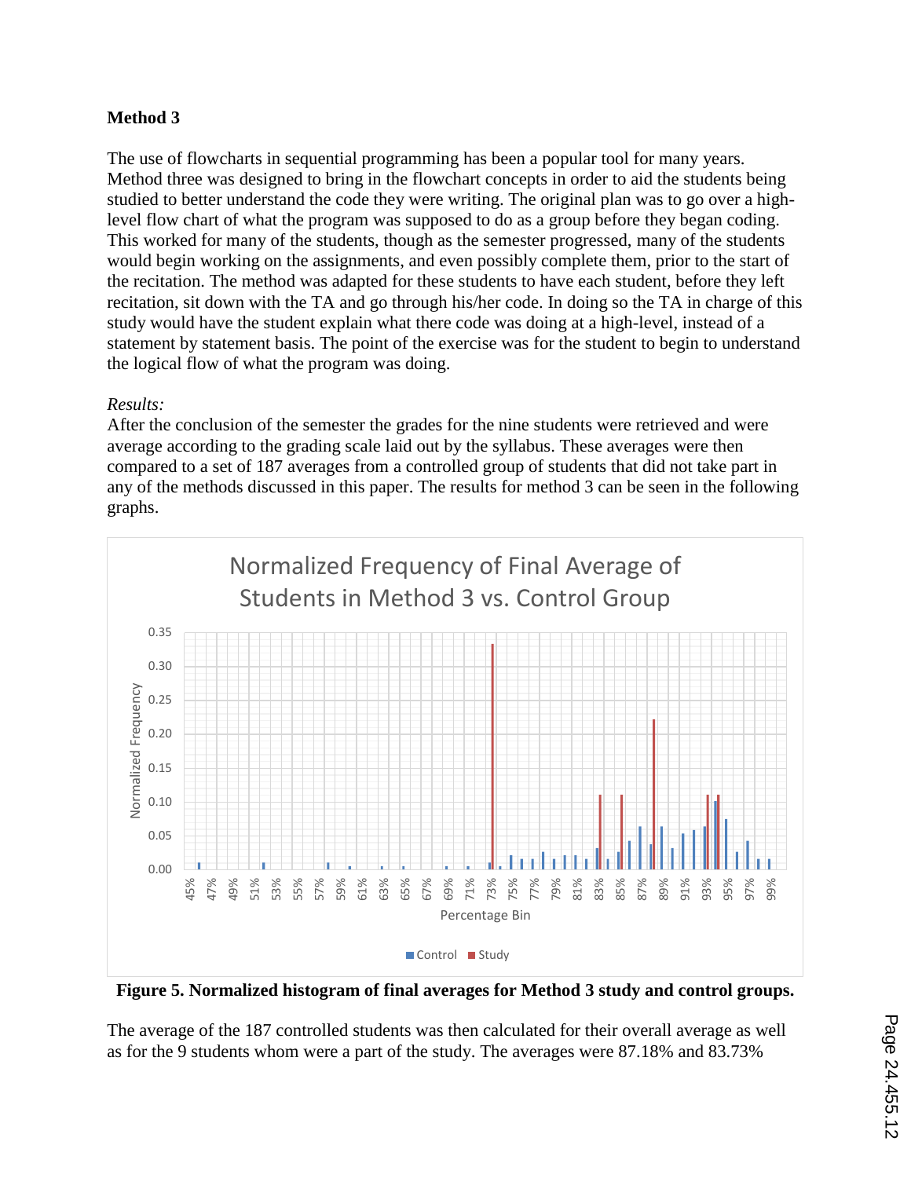**Method 3**

The use of flowcharts in sequential programming has been a popular tool for many years. Method three was designed to bring in the flowchart concepts in order to aid the students being studied to better understand the code they were writing. The original plan was to go over a high-level flow chart of what the program was supposed to do as a group before they began coding. This worked for many of the students, though as the semester progressed, many of the students would begin working on the assignments, and even possibly complete them, prior to the start of the recitation. The method was adapted for these students to have each student, before they left recitation, sit down with the TA and go through his/her code. In doing so the TA in charge of this study would have the student explain what there code was doing at a high-level, instead of a statement by statement basis. The point of the exercise was for the student to begin to understand the logical flow of what the program was doing.

*Results:*

After the conclusion of the semester the grades for the nine students were retrieved and were average according to the grading scale laid out by the syllabus. These averages were then compared to a set of 187 averages from a controlled group of students that did not take part in any of the methods discussed in this paper. The results for method 3 can be seen in the following graphs.

**Figure 5. Normalized histogram of final averages for Method 3 study and control groups.**

The average of the 187 controlled students was then calculated for their overall average as well as for the 9 students whom were a part of the study. The averages were 87.18% and 83.73%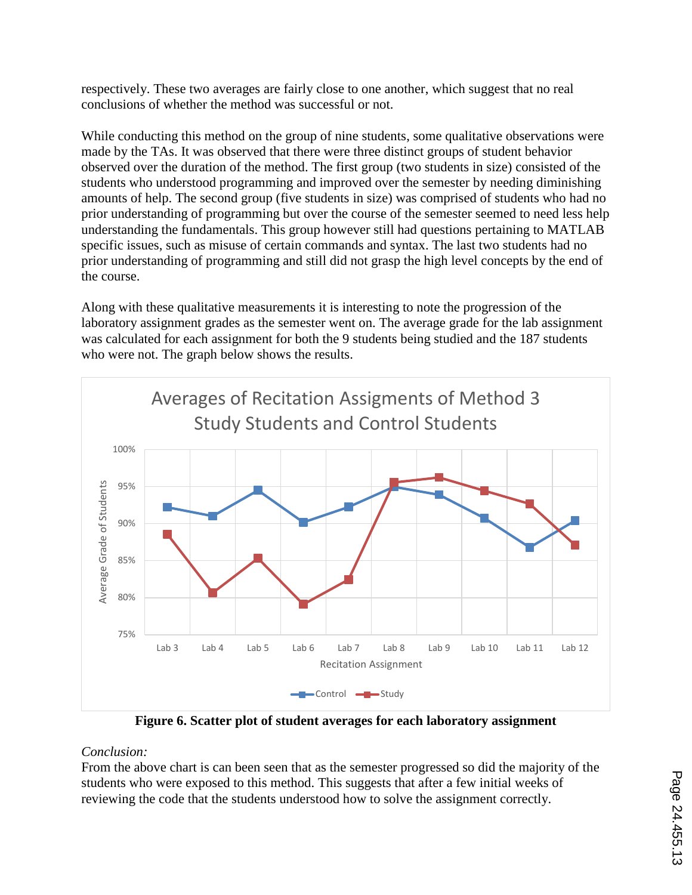respectively. These two averages are fairly close to one another, which suggest that no real conclusions of whether the method was successful or not.

While conducting this method on the group of nine students, some qualitative observations were made by the TAs. It was observed that there were three distinct groups of student behavior observed over the duration of the method. The first group (two students in size) consisted of the students who understood programming and improved over the semester by needing diminishing amounts of help. The second group (five students in size) was comprised of students who had no prior understanding of programming but over the course of the semester seemed to need less help understanding the fundamentals. This group however still had questions pertaining to MATLAB specific issues, such as misuse of certain commands and syntax. The last two students had no prior understanding of programming and still did not grasp the high level concepts by the end of the course.

Along with these qualitative measurements it is interesting to note the progression of the laboratory assignment grades as the semester went on. The average grade for the lab assignment was calculated for each assignment for both the 9 students being studied and the 187 students who were not. The graph below shows the results.

**Figure 6. Scatter plot of student averages for each laboratory assignment**

*Conclusion:*

From the above chart is can been seen that as the semester progressed so did the majority of the students who were exposed to this method. This suggests that after a few initial weeks of reviewing the code that the students understood how to solve the assignment correctly.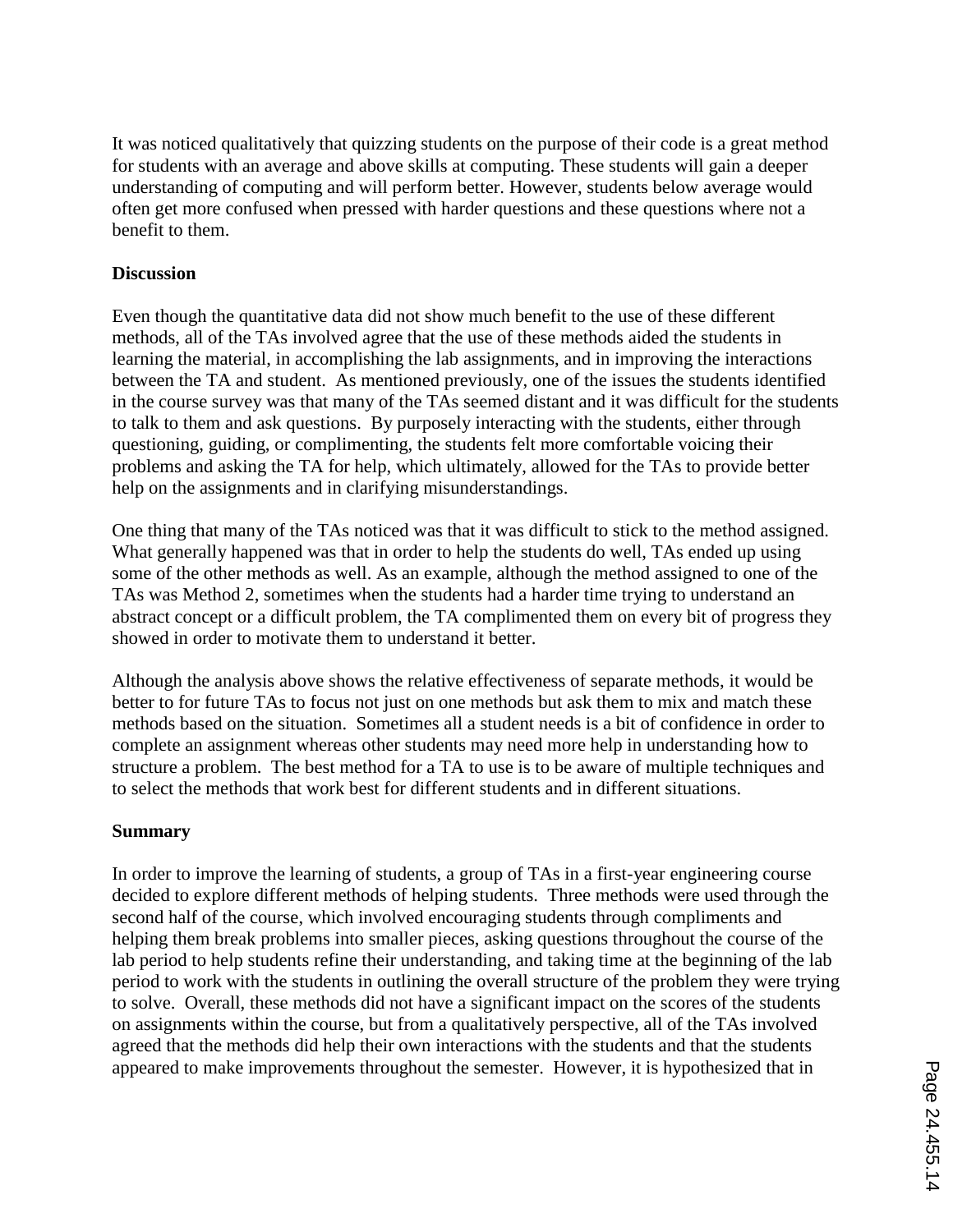It was noticed qualitatively that quizzing students on the purpose of their code is a great method for students with an average and above skills at computing. These students will gain a deeper understanding of computing and will perform better. However, students below average would often get more confused when pressed with harder questions and these questions where not a benefit to them.

**Discussion**

Even though the quantitative data did not show much benefit to the use of these different methods, all of the TAs involved agree that the use of these methods aided the students in learning the material, in accomplishing the lab assignments, and in improving the interactions between the TA and student. As mentioned previously, one of the issues the students identified in the course survey was that many of the TAs seemed distant and it was difficult for the students to talk to them and ask questions. By purposely interacting with the students, either through questioning, guiding, or complimenting, the students felt more comfortable voicing their problems and asking the TA for help, which ultimately, allowed for the TAs to provide better help on the assignments and in clarifying misunderstandings.

One thing that many of the TAs noticed was that it was difficult to stick to the method assigned. What generally happened was that in order to help the students do well, TAs ended up using some of the other methods as well. As an example, although the method assigned to one of the TAs was Method 2, sometimes when the students had a harder time trying to understand an abstract concept or a difficult problem, the TA complimented them on every bit of progress they showed in order to motivate them to understand it better.

Although the analysis above shows the relative effectiveness of separate methods, it would be better to for future TAs to focus not just on one methods but ask them to mix and match these methods based on the situation. Sometimes all a student needs is a bit of confidence in order to complete an assignment whereas other students may need more help in understanding how to structure a problem. The best method for a TA to use is to be aware of multiple techniques and to select the methods that work best for different students and in different situations.

**Summary**

In order to improve the learning of students, a group of TAs in a first-year engineering course decided to explore different methods of helping students. Three methods were used through the second half of the course, which involved encouraging students through compliments and helping them break problems into smaller pieces, asking questions throughout the course of the lab period to help students refine their understanding, and taking time at the beginning of the lab period to work with the students in outlining the overall structure of the problem they were trying to solve. Overall, these methods did not have a significant impact on the scores of the students on assignments within the course, but from a qualitatively perspective, all of the TAs involved agreed that the methods did help their own interactions with the students and that the students appeared to make improvements throughout the semester. However, it is hypothesized that in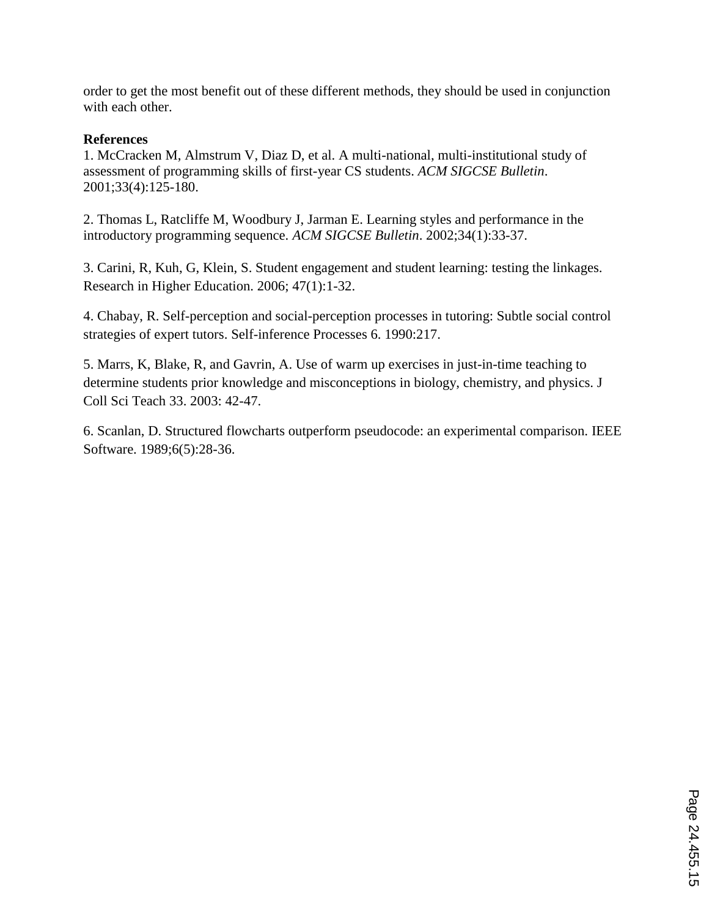order to get the most benefit out of these different methods, they should be used in conjunction with each other.

**References**

1. McCracken M, Almstrum V, Diaz D, et al. A multi-national, multi-institutional study of assessment of programming skills of first-year CS students. *ACM SIGCSE Bulletin*. 2001;33(4):125-180.

2. Thomas L, Ratcliffe M, Woodbury J, Jarman E. Learning styles and performance in the introductory programming sequence. *ACM SIGCSE Bulletin*. 2002;34(1):33-37.

3. Carini, R, Kuh, G, Klein, S. Student engagement and student learning: testing the linkages. Research in Higher Education. 2006; 47(1):1-32.

4. Chabay, R. Self-perception and social-perception processes in tutoring: Subtle social control strategies of expert tutors. Self-inference Processes 6. 1990:217.

5. Marrs, K, Blake, R, and Gavrin, A. Use of warm up exercises in just-in-time teaching to determine students prior knowledge and misconceptions in biology, chemistry, and physics. J Coll Sci Teach 33. 2003: 42-47.

6. Scanlan, D. Structured flowcharts outperform pseudocode: an experimental comparison. IEEE Software. 1989;6(5):28-36.